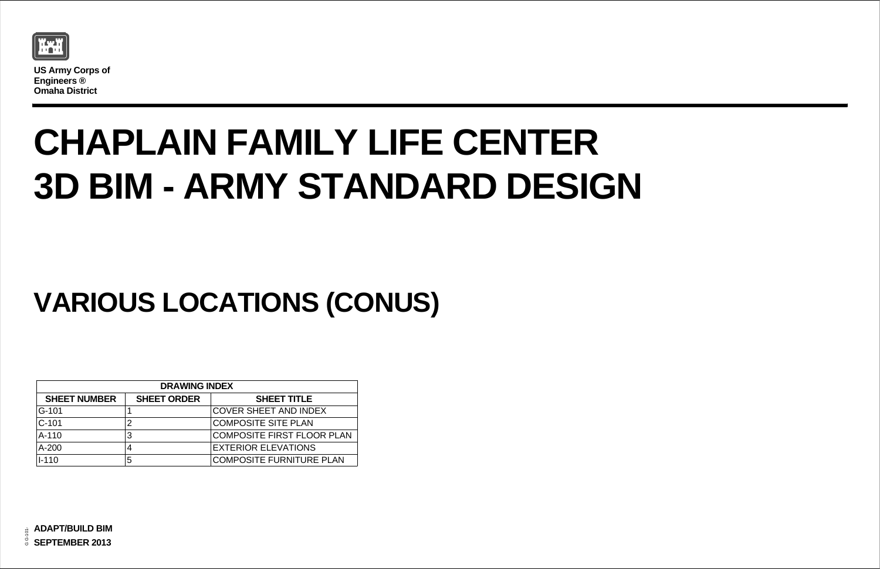**US Army Corps of Engineers ®**
**Omaha District**

# CHAPLAIN FAMILY LIFE CENTER
# 3D BIM - ARMY STANDARD DESIGN

# VARIOUS LOCATIONS (CONUS)

| DRAWING INDEX | | |
|---|---|---|
| **SHEET NUMBER** | **SHEET ORDER** | **SHEET TITLE** |
| G-101 | 1 | COVER SHEET AND INDEX |
| C-101 | 2 | COMPOSITE SITE PLAN |
| A-110 | 3 | COMPOSITE FIRST FLOOR PLAN |
| A-200 | 4 | EXTERIOR ELEVATIONS |
| I-110 | 5 | COMPOSITE FURNITURE PLAN |

**ADAPT/BUILD BIM**
**SEPTEMBER 2013**

G G-101-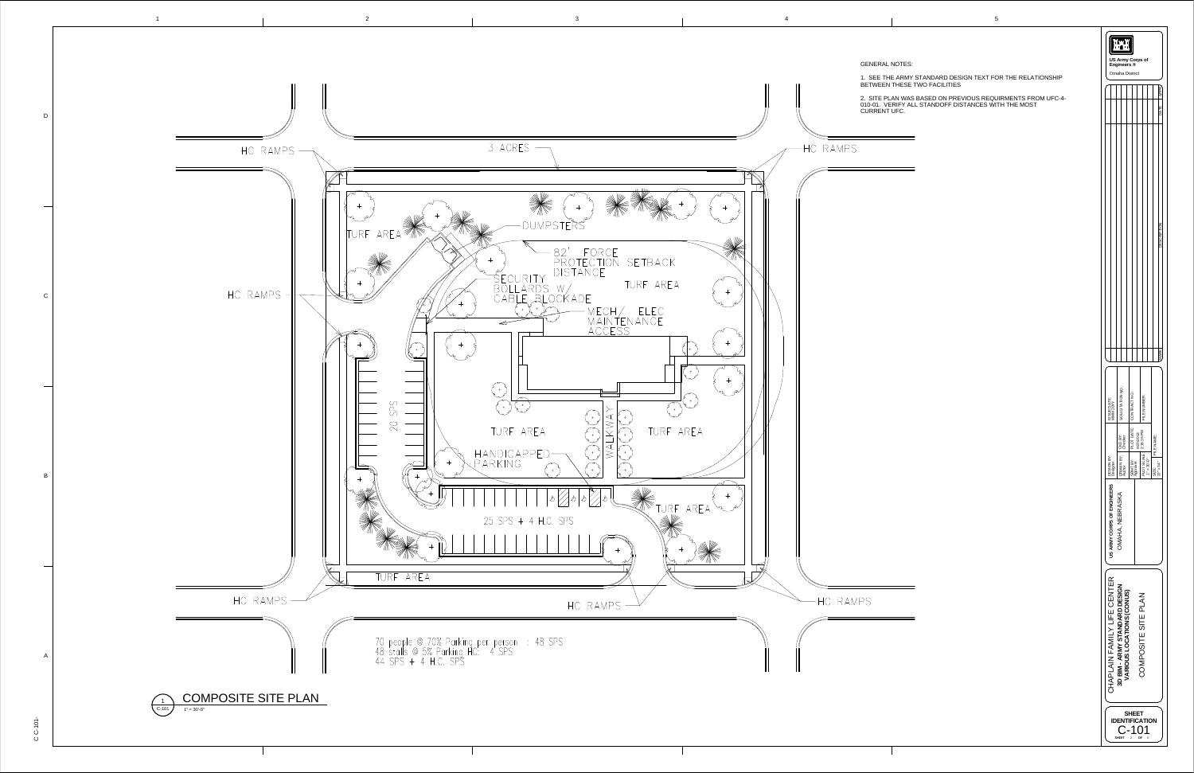GENERAL NOTES:

1. SEE THE ARMY STANDARD DESIGN TEXT FOR THE RELATIONSHIP BETWEEN THESE TWO FACILITIES

2. SITE PLAN WAS BASED ON PREVIOUS REQUIRMENTS FROM UFC-4-010-01. VERIFY ALL STANDOFF DISTANCES WITH THE MOST CURRENT UFC.

HC RAMPS

3 ACRES

HC RAMPS

TURF AREA

DUMPSTERS

82' FORCE PROTECTION SETBACK DISTANCE

SECURITY BOLLARDS W/ CABLE BLOCKADE

TURF AREA

HC RAMPS

MECH/ ELEC MAINTENANCE ACCESS

20 SPS

TURF AREA

WALKWAY

TURF AREA

HANDICAPPED PARKING

25 SPS + 4 H.C. SPS

TURF AREA

TURF AREA

HC RAMPS

HC RAMPS

HC RAMPS

70 people @ 70% Parking per person : 48 SPS
48 stalls @ 5% Parking HC: 4 SPS
44 SPS + 4 H.C. SPS

## 1 C-101 COMPOSITE SITE PLAN

1" = 30'-0"

US Army Corps of Engineers®
Omaha District

US ARMY CORPS OF ENGINEERS
OMAHA, NEBRASKA

| DESIGN BY: | ISSUE DATE: |
| --- | --- |
| DRAWN BY: | CKD BY: |
| SUBMITTED BY: | PLOT DATE: |
| PLOT SCALE: | FILE NAME: |
| SIZE: | SOLICITATION NO.: |
| | CONTRACT NO.: |
| | FILE NUMBER: |

CHAPLAIN FAMILY LIFE CENTER
**3D BIM - ARMY STANDARD DESIGN**
**VARIOUS LOCATIONS (CONUS)**

COMPOSITE SITE PLAN

**SHEET IDENTIFICATION**
C-101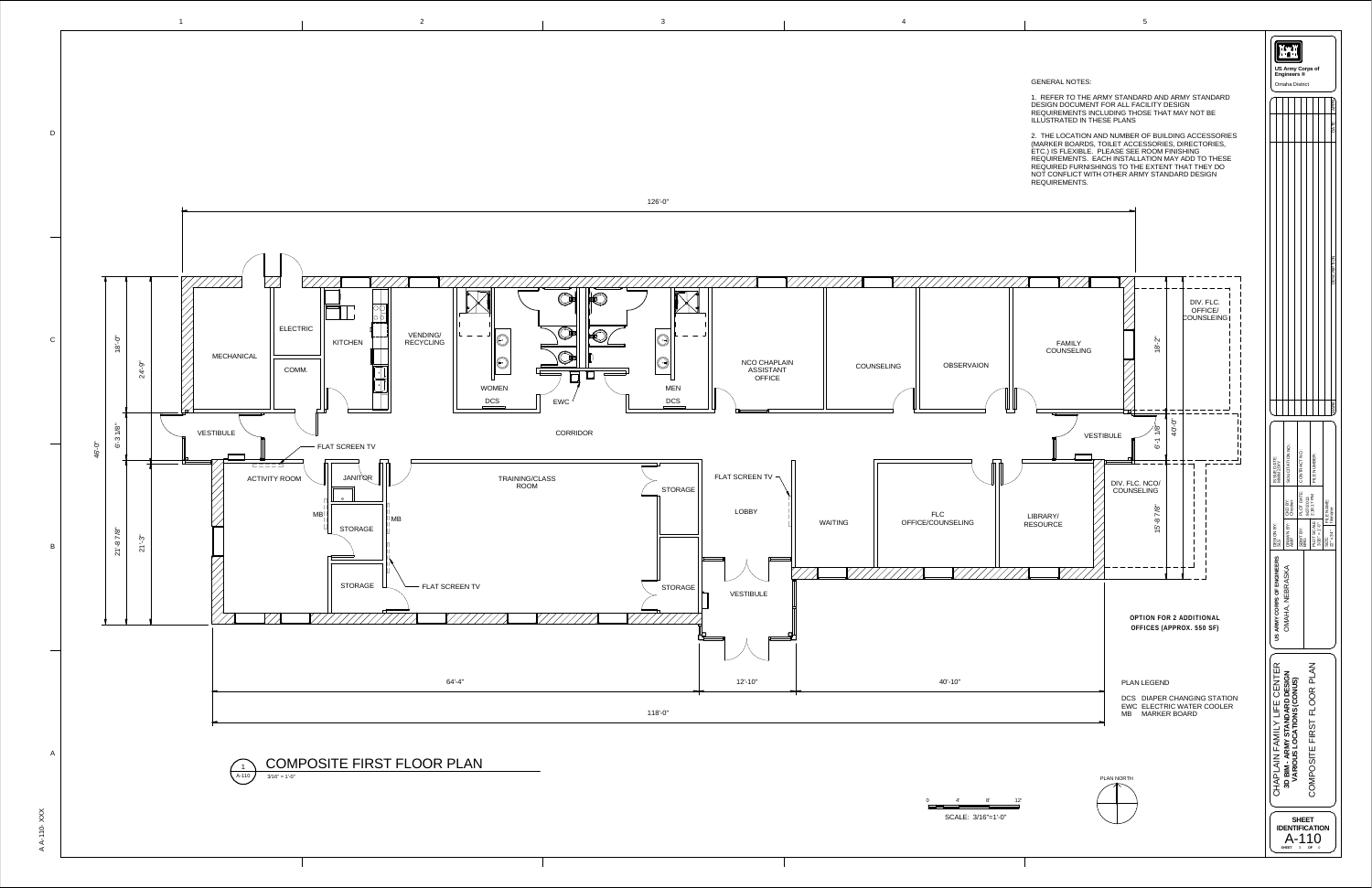GENERAL NOTES:

1. REFER TO THE ARMY STANDARD AND ARMY STANDARD DESIGN DOCUMENT FOR ALL FACILITY DESIGN REQUIREMENTS INCLUDING THOSE THAT MAY NOT BE ILLUSTRATED IN THESE PLANS

2. THE LOCATION AND NUMBER OF BUILDING ACCESSORIES (MARKER BOARDS, TOILET ACCESSORIES, DIRECTORIES, ETC.) IS FLEXIBLE. PLEASE SEE ROOM FINISHING REQUIREMENTS. EACH INSTALLATION MAY ADD TO THESE REQUIRED FURNISHINGS TO THE EXTENT THAT THEY DO NOT CONFLICT WITH OTHER ARMY STANDARD DESIGN REQUIREMENTS.

126'-0"

MECHANICAL | ELECTRIC | COMM. | KITCHEN | VENDING/RECYCLING | WOMEN | DCS | EWC | MEN | DCS | NCO CHAPLAIN ASSISTANT OFFICE | COUNSELING | OBSERVAION | FAMILY COUNSELING | DIV. FLC. OFFICE/COUNSLEING

VESTIBULE | CORRIDOR | VESTIBULE

FLAT SCREEN TV | ACTIVITY ROOM | JANITOR | MB | MB | STORAGE | STORAGE | FLAT SCREEN TV | TRAINING/CLASS ROOM | STORAGE | STORAGE | FLAT SCREEN TV | LOBBY | VESTIBULE | WAITING | FLC OFFICE/COUNSELING | LIBRARY/RESOURCE | DIV. FLC. NCO/COUNSELING

46'-0" | 18'-0" | 24'-9" | 6'-3 1/8" | 21'-8 7/8" | 21'-3" | 18'-2" | 6'-1 1/8" | 40'-0" | 15'-8 7/8"

64'-4" | 12'-10" | 40'-10"

118'-0"

**OPTION FOR 2 ADDITIONAL OFFICES (APPROX. 550 SF)**

PLAN LEGEND

DCS DIAPER CHANGING STATION
EWC ELECTRIC WATER COOLER
MB MARKER BOARD

# COMPOSITE FIRST FLOOR PLAN

1 / A-110

3/16" = 1'-0"

PLAN NORTH

0 4' 8' 12'

SCALE: 3/16"=1'-0"

US Army Corps of Engineers ®
Omaha District

US ARMY CORPS OF ENGINEERS
OMAHA, NEBRASKA

CHAPLAIN FAMILY LIFE CENTER
**3D BIM - ARMY STANDARD DESIGN**
**VARIOUS LOCATIONS (CONUS)**

COMPOSITE FIRST FLOOR PLAN

**SHEET IDENTIFICATION**
A-110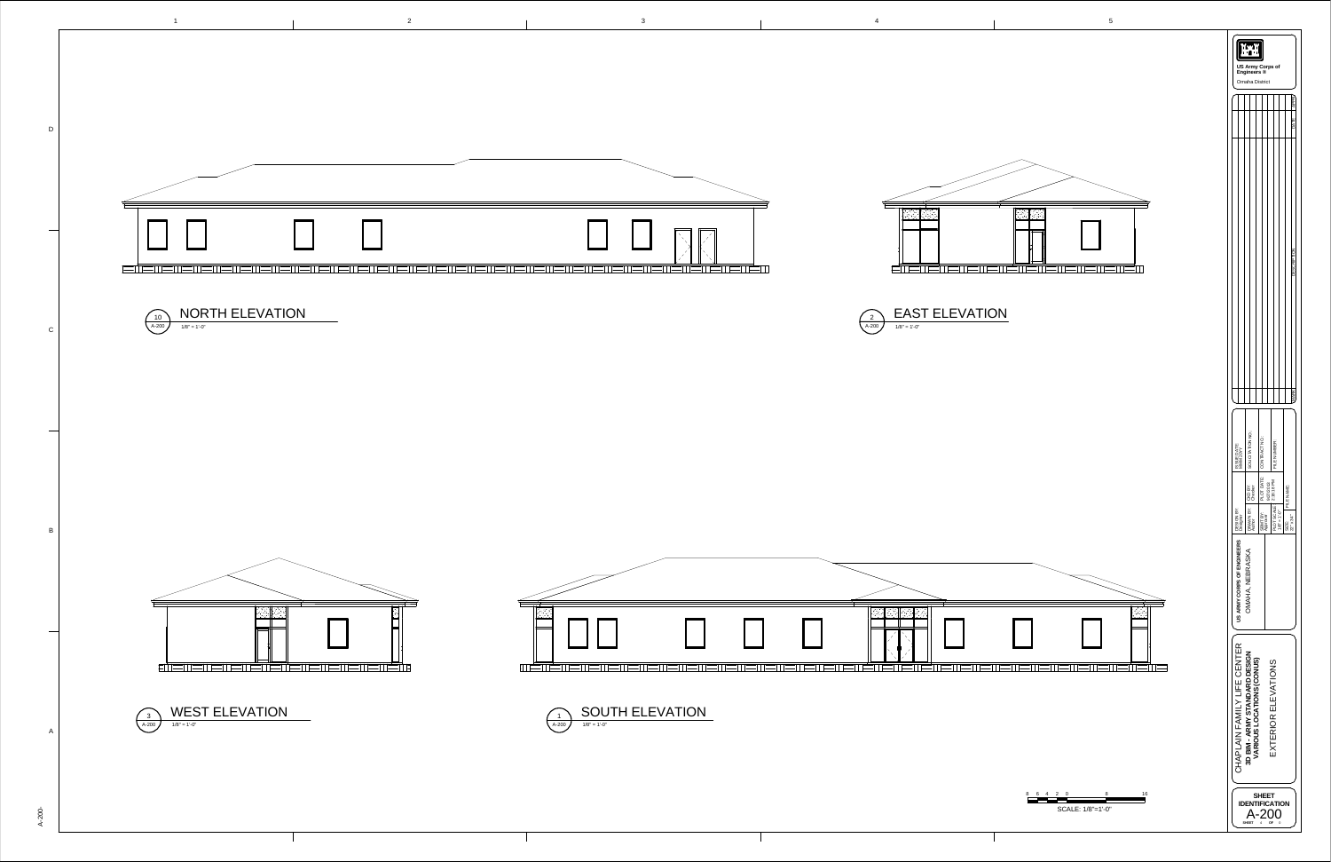## NORTH ELEVATION

10 / A-200 — 1/8" = 1'-0"

## EAST ELEVATION

2 / A-200 — 1/8" = 1'-0"

## WEST ELEVATION

3 / A-200 — 1/8" = 1'-0"

## SOUTH ELEVATION

1 / A-200 — 1/8" = 1'-0"

8 6 4 2 0 8 16

SCALE: 1/8"=1'-0"

US Army Corps of Engineers ®

Omaha District

US ARMY CORPS OF ENGINEERS

OMAHA, NEBRASKA

DESIGN BY: | DRAWN BY: | CKD BY: | SBMT BY: | PLOT DATE: | PLOT SCALE: | SIZE: | FILE NAME: | ISSUE DATE: | SOLICITATION NO.: | CONTRACT NO.: | FILE NUMBER:

CHAPLAIN FAMILY LIFE CENTER

**3D BIM - ARMY STANDARD DESIGN**

**VARIOUS LOCATIONS (CONUS)**

EXTERIOR ELEVATIONS

**SHEET IDENTIFICATION**

A-200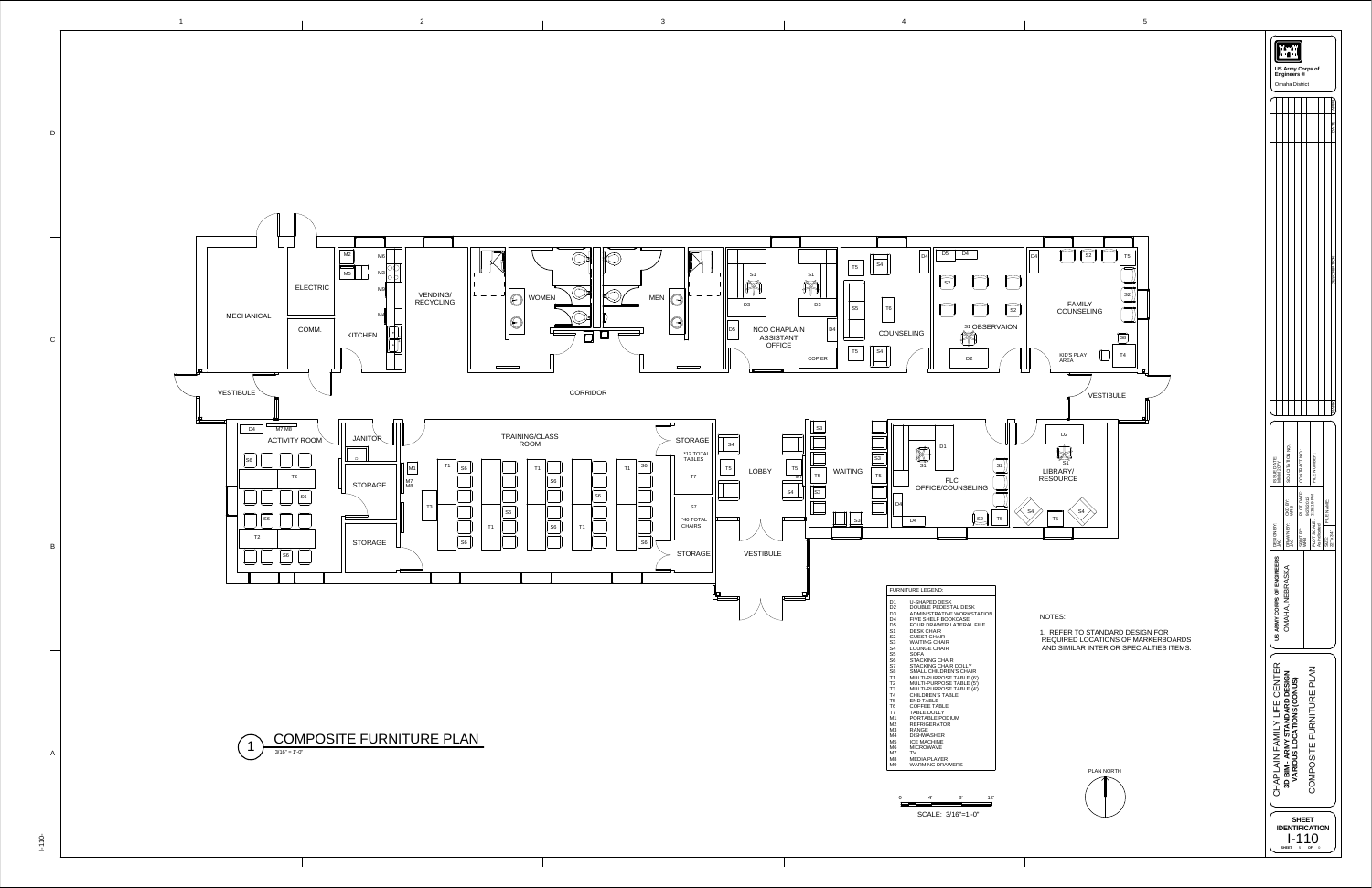# COMPOSITE FURNITURE PLAN

1 — COMPOSITE FURNITURE PLAN
3/16" = 1'-0"

MECHANICAL
ELECTRIC
COMM.
KITCHEN
VENDING/ RECYCLING
WOMEN
MEN
NCO CHAPLAIN ASSISTANT OFFICE
COPIER
COUNSELING
OBSERVAION
FAMILY COUNSELING
KID'S PLAY AREA
VESTIBULE
CORRIDOR
VESTIBULE
ACTIVITY ROOM
JANITOR
STORAGE
STORAGE
TRAINING/CLASS ROOM
STORAGE
*12 TOTAL TABLES
*40 TOTAL CHAIRS
STORAGE
LOBBY
VESTIBULE
WAITING
FLC OFFICE/COUNSELING
LIBRARY/ RESOURCE

FURNITURE LEGEND:

- D1 U-SHAPED DESK
- D2 DOUBLE PEDESTAL DESK
- D3 ADMINISTRATIVE WORKSTATION
- D4 FIVE SHELF BOOKCASE
- D5 FOUR DRAWER LATERAL FILE
- S1 DESK CHAIR
- S2 GUEST CHAIR
- S3 WAITING CHAIR
- S4 LOUNGE CHAIR
- S5 SOFA
- S6 STACKING CHAIR
- S7 STACKING CHAIR DOLLY
- S8 SMALL CHILDREN'S CHAIR
- T1 MULTI-PURPOSE TABLE (6')
- T2 MULTI-PURPOSE TABLE (5')
- T3 MULTI-PURPOSE TABLE (4')
- T4 CHILDREN'S TABLE
- T5 END TABLE
- T6 COFFEE TABLE
- T7 TABLE DOLLY
- M1 PORTABLE PODIUM
- M2 REFRIGERATOR
- M3 RANGE
- M4 DISHWASHER
- M5 ICE MACHINE
- M6 MICROWAVE
- M7 TV
- M8 MEDIA PLAYER
- M9 WARMING DRAWERS

NOTES:

1. REFER TO STANDARD DESIGN FOR REQUIRED LOCATIONS OF MARKERBOARDS AND SIMILAR INTERIOR SPECIALTIES ITEMS.

PLAN NORTH

0 4' 8' 12'
SCALE: 3/16"=1'-0"

US Army Corps of Engineers ®
Omaha District

US ARMY CORPS OF ENGINEERS
OMAHA, NEBRASKA

CHAPLAIN FAMILY LIFE CENTER
3D BIM - ARMY STANDARD DESIGN
VARIOUS LOCATIONS (CONUS)
COMPOSITE FURNITURE PLAN

SHEET IDENTIFICATION
I-110